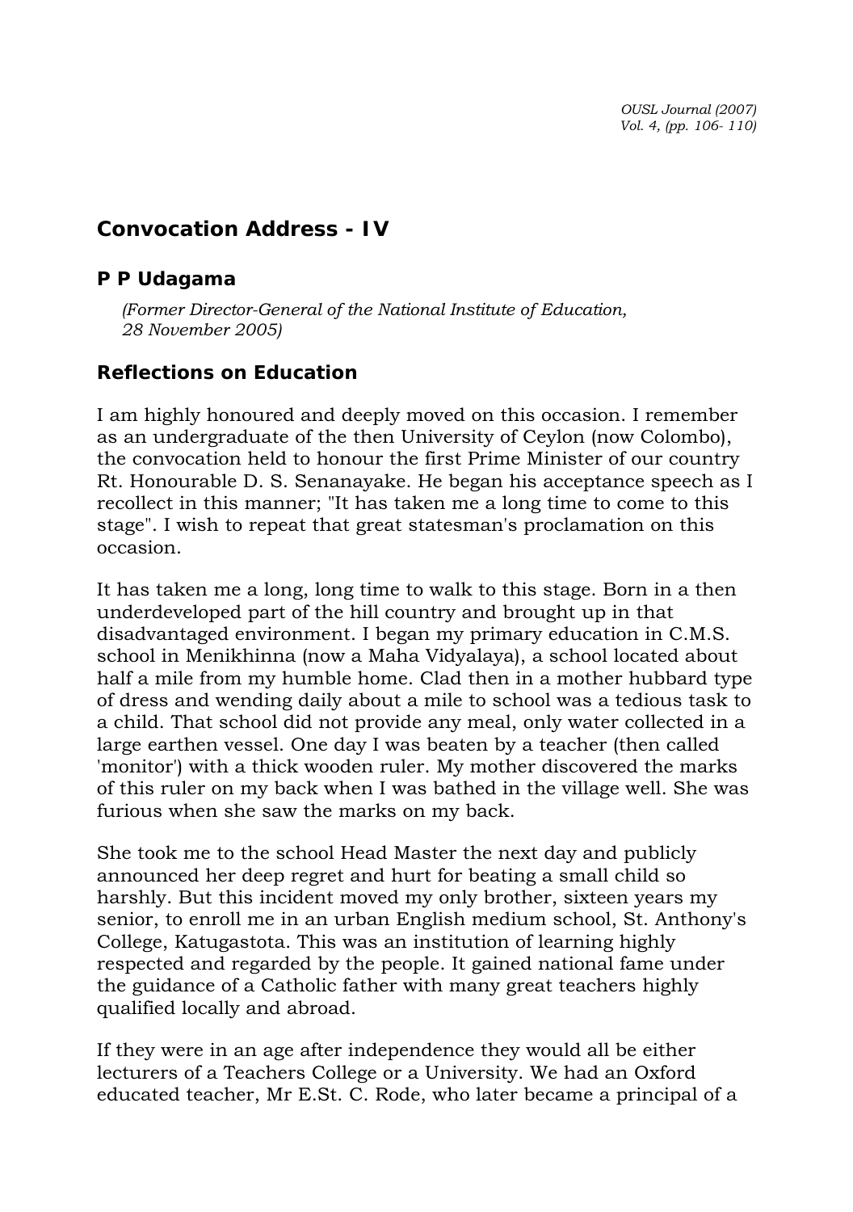# Convocation Address - IV

## P P Udagama

*(Former Director-General of the National Institute of Education, 28 November 2005)*

## Reflections on Education

I am highly honoured and deeply moved on this occasion. I remember as an undergraduate of the then University of Ceylon (now Colombo), the convocation held to honour the first Prime Minister of our country Rt. Honourable D. S. Senanayake. He began his acceptance speech as I recollect in this manner; "It has taken me a long time to come to this stage". I wish to repeat that great statesman's proclamation on this occasion.

It has taken me a long, long time to walk to this stage. Born in a then underdeveloped part of the hill country and brought up in that disadvantaged environment. I began my primary education in C.M.S. school in Menikhinna (now a Maha Vidyalaya), a school located about half a mile from my humble home. Clad then in a mother hubbard type of dress and wending daily about a mile to school was a tedious task to a child. That school did not provide any meal, only water collected in a large earthen vessel. One day I was beaten by a teacher (then called 'monitor') with a thick wooden ruler. My mother discovered the marks of this ruler on my back when I was bathed in the village well. She was furious when she saw the marks on my back.

She took me to the school Head Master the next day and publicly announced her deep regret and hurt for beating a small child so harshly. But this incident moved my only brother, sixteen years my senior, to enroll me in an urban English medium school, St. Anthony's College, Katugastota. This was an institution of learning highly respected and regarded by the people. It gained national fame under the guidance of a Catholic father with many great teachers highly qualified locally and abroad.

If they were in an age after independence they would all be either lecturers of a Teachers College or a University. We had an Oxford educated teacher, Mr E.St. C. Rode, who later became a principal of a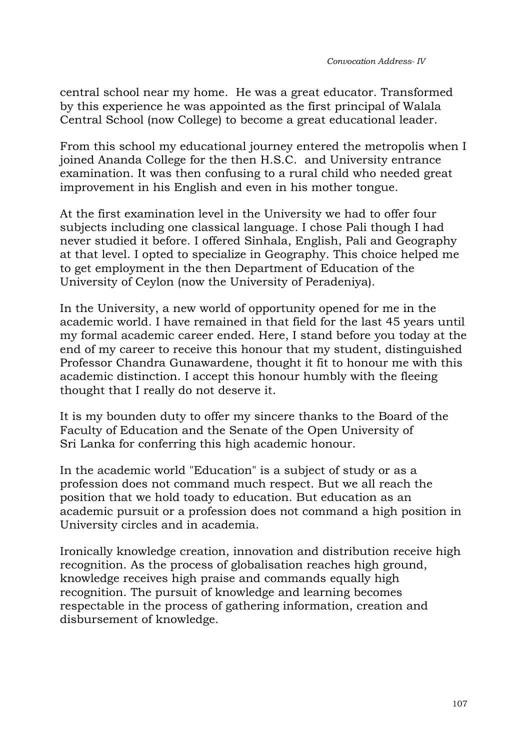central school near my home. He was a great educator. Transformed by this experience he was appointed as the first principal of Walala Central School (now College) to become a great educational leader.

From this school my educational journey entered the metropolis when I joined Ananda College for the then H.S.C. and University entrance examination. It was then confusing to a rural child who needed great improvement in his English and even in his mother tongue.

At the first examination level in the University we had to offer four subjects including one classical language. I chose Pali though I had never studied it before. I offered Sinhala, English, Pali and Geography at that level. I opted to specialize in Geography. This choice helped me to get employment in the then Department of Education of the University of Ceylon (now the University of Peradeniya).

In the University, a new world of opportunity opened for me in the academic world. I have remained in that field for the last 45 years until my formal academic career ended. Here, I stand before you today at the end of my career to receive this honour that my student, distinguished Professor Chandra Gunawardene, thought it fit to honour me with this academic distinction. I accept this honour humbly with the fleeing thought that I really do not deserve it.

It is my bounden duty to offer my sincere thanks to the Board of the Faculty of Education and the Senate of the Open University of Sri Lanka for conferring this high academic honour.

In the academic world "Education" is a subject of study or as a profession does not command much respect. But we all reach the position that we hold toady to education. But education as an academic pursuit or a profession does not command a high position in University circles and in academia.

Ironically knowledge creation, innovation and distribution receive high recognition. As the process of globalisation reaches high ground, knowledge receives high praise and commands equally high recognition. The pursuit of knowledge and learning becomes respectable in the process of gathering information, creation and disbursement of knowledge.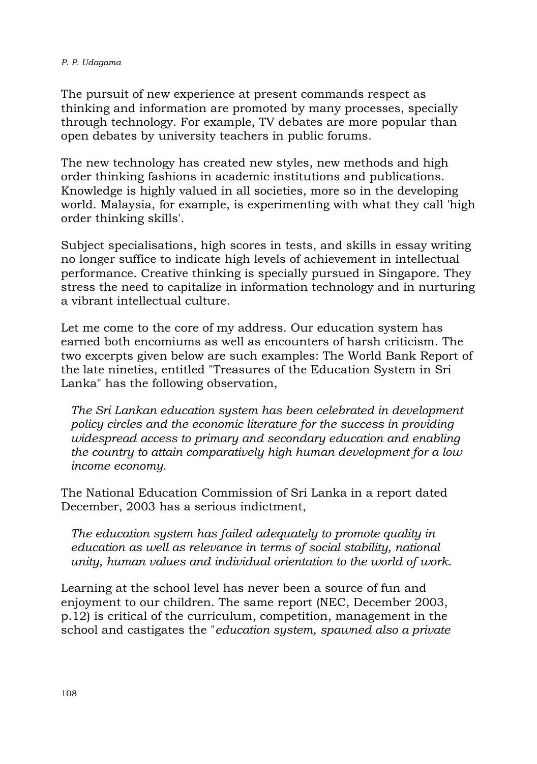The pursuit of new experience at present commands respect as thinking and information are promoted by many processes, specially through technology. For example, TV debates are more popular than open debates by university teachers in public forums.

The new technology has created new styles, new methods and high order thinking fashions in academic institutions and publications. Knowledge is highly valued in all societies, more so in the developing world. Malaysia, for example, is experimenting with what they call 'high order thinking skills'.

Subject specialisations, high scores in tests, and skills in essay writing no longer suffice to indicate high levels of achievement in intellectual performance. Creative thinking is specially pursued in Singapore. They stress the need to capitalize in information technology and in nurturing a vibrant intellectual culture.

Let me come to the core of my address. Our education system has earned both encomiums as well as encounters of harsh criticism. The two excerpts given below are such examples: The World Bank Report of the late nineties, entitled "Treasures of the Education System in Sri Lanka" has the following observation,

> *The Sri Lankan education system has been celebrated in development policy circles and the economic literature for the success in providing widespread access to primary and secondary education and enabling the country to attain comparatively high human development for a low income economy.*

The National Education Commission of Sri Lanka in a report dated December, 2003 has a serious indictment,

> *The education system has failed adequately to promote quality in education as well as relevance in terms of social stability, national unity, human values and individual orientation to the world of work.*

Learning at the school level has never been a source of fun and enjoyment to our children. The same report (NEC, December 2003, p.12) is critical of the curriculum, competition, management in the school and castigates the "*education system, spawned also a private*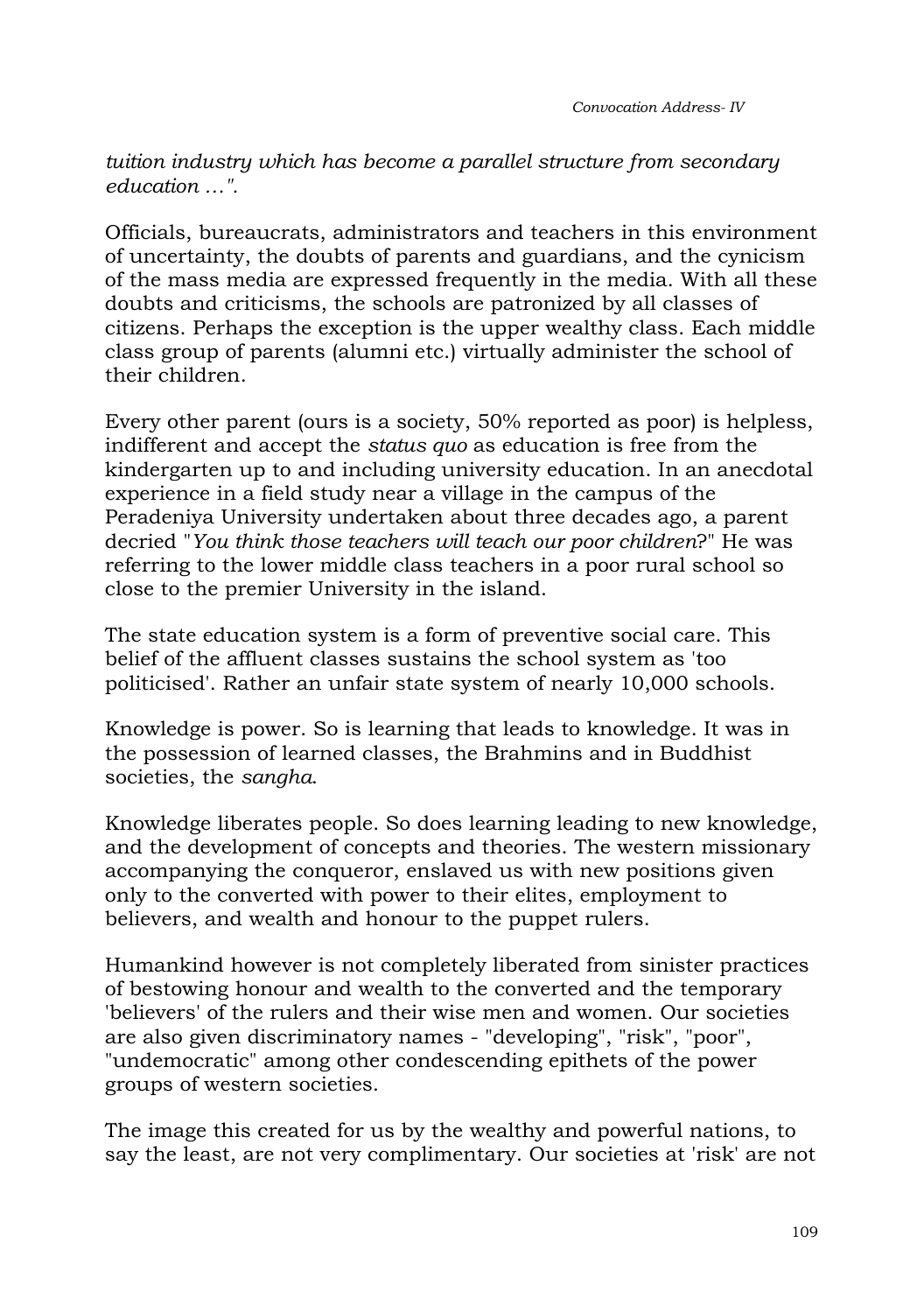*tuition industry which has become a parallel structure from secondary education ...".*

Officials, bureaucrats, administrators and teachers in this environment of uncertainty, the doubts of parents and guardians, and the cynicism of the mass media are expressed frequently in the media. With all these doubts and criticisms, the schools are patronized by all classes of citizens. Perhaps the exception is the upper wealthy class. Each middle class group of parents (alumni etc.) virtually administer the school of their children.

Every other parent (ours is a society, 50% reported as poor) is helpless, indifferent and accept the *status quo* as education is free from the kindergarten up to and including university education. In an anecdotal experience in a field study near a village in the campus of the Peradeniya University undertaken about three decades ago, a parent decried "*You think those teachers will teach our poor children*?" He was referring to the lower middle class teachers in a poor rural school so close to the premier University in the island.

The state education system is a form of preventive social care. This belief of the affluent classes sustains the school system as 'too politicised'. Rather an unfair state system of nearly 10,000 schools.

Knowledge is power. So is learning that leads to knowledge. It was in the possession of learned classes, the Brahmins and in Buddhist societies, the *sangha*.

Knowledge liberates people. So does learning leading to new knowledge, and the development of concepts and theories. The western missionary accompanying the conqueror, enslaved us with new positions given only to the converted with power to their elites, employment to believers, and wealth and honour to the puppet rulers.

Humankind however is not completely liberated from sinister practices of bestowing honour and wealth to the converted and the temporary 'believers' of the rulers and their wise men and women. Our societies are also given discriminatory names - "developing", "risk", "poor", "undemocratic" among other condescending epithets of the power groups of western societies.

The image this created for us by the wealthy and powerful nations, to say the least, are not very complimentary. Our societies at 'risk' are not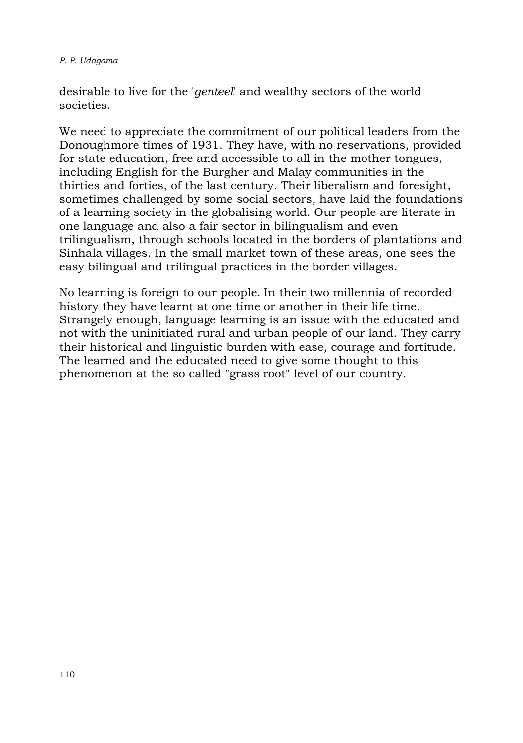desirable to live for the '*genteel*' and wealthy sectors of the world societies.

We need to appreciate the commitment of our political leaders from the Donoughmore times of 1931. They have, with no reservations, provided for state education, free and accessible to all in the mother tongues, including English for the Burgher and Malay communities in the thirties and forties, of the last century. Their liberalism and foresight, sometimes challenged by some social sectors, have laid the foundations of a learning society in the globalising world. Our people are literate in one language and also a fair sector in bilingualism and even trilingualism, through schools located in the borders of plantations and Sinhala villages. In the small market town of these areas, one sees the easy bilingual and trilingual practices in the border villages.

No learning is foreign to our people. In their two millennia of recorded history they have learnt at one time or another in their life time. Strangely enough, language learning is an issue with the educated and not with the uninitiated rural and urban people of our land. They carry their historical and linguistic burden with ease, courage and fortitude. The learned and the educated need to give some thought to this phenomenon at the so called "grass root" level of our country.